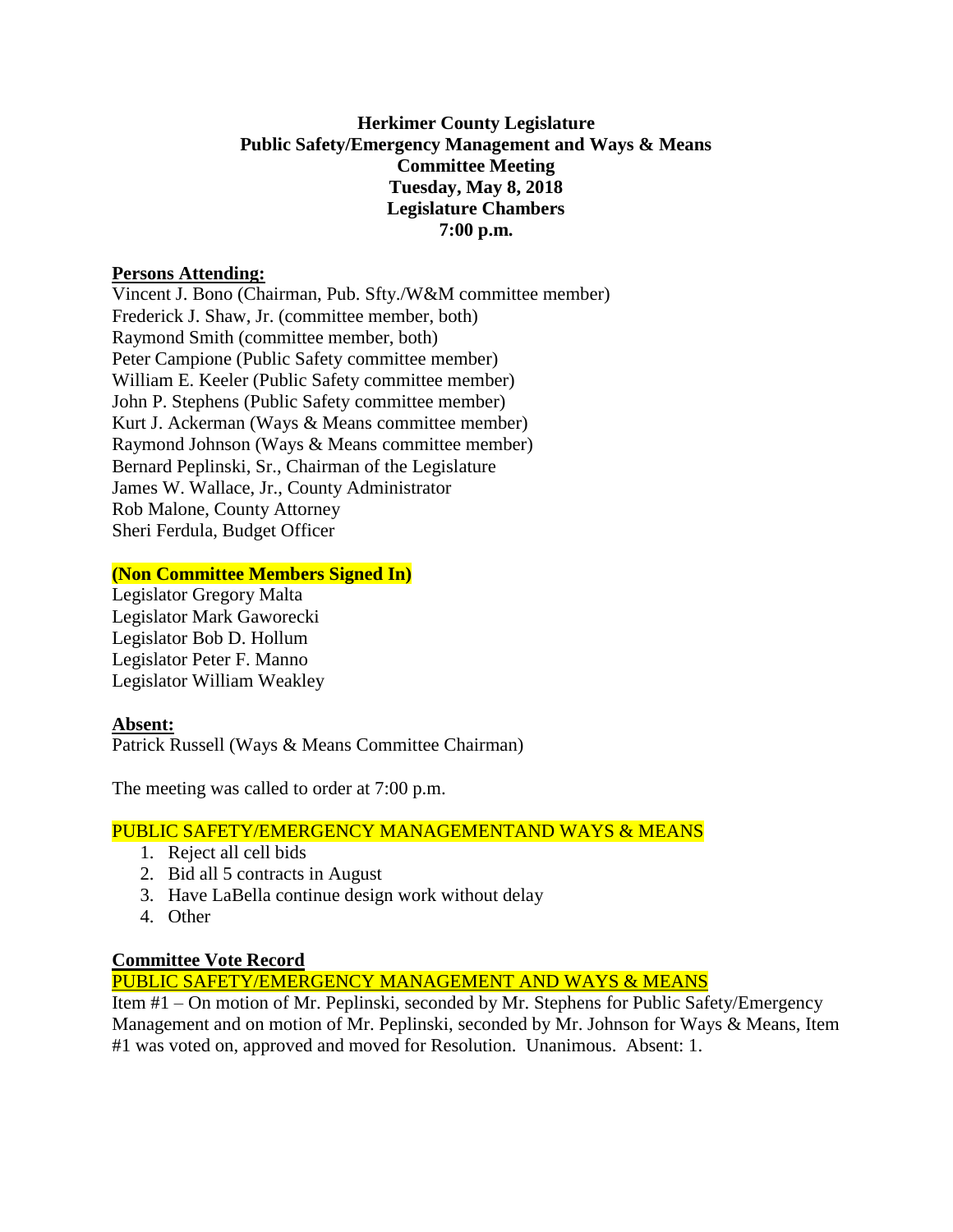**Herkimer County Legislature**
**Public Safety/Emergency Management and Ways & Means**
**Committee Meeting**
**Tuesday, May 8, 2018**
**Legislature Chambers**
**7:00 p.m.**

**Persons Attending:**

Vincent J. Bono (Chairman, Pub. Sfty./W&M committee member)
Frederick J. Shaw, Jr. (committee member, both)
Raymond Smith (committee member, both)
Peter Campione (Public Safety committee member)
William E. Keeler (Public Safety committee member)
John P. Stephens (Public Safety committee member)
Kurt J. Ackerman (Ways & Means committee member)
Raymond Johnson (Ways & Means committee member)
Bernard Peplinski, Sr., Chairman of the Legislature
James W. Wallace, Jr., County Administrator
Rob Malone, County Attorney
Sheri Ferdula, Budget Officer

**(Non Committee Members Signed In)**

Legislator Gregory Malta
Legislator Mark Gaworecki
Legislator Bob D. Hollum
Legislator Peter F. Manno
Legislator William Weakley

**Absent:**

Patrick Russell (Ways & Means Committee Chairman)

The meeting was called to order at 7:00 p.m.

PUBLIC SAFETY/EMERGENCY MANAGEMENTAND WAYS & MEANS

1. Reject all cell bids
2. Bid all 5 contracts in August
3. Have LaBella continue design work without delay
4. Other

**Committee Vote Record**

PUBLIC SAFETY/EMERGENCY MANAGEMENT AND WAYS & MEANS

Item #1 – On motion of Mr. Peplinski, seconded by Mr. Stephens for Public Safety/Emergency Management and on motion of Mr. Peplinski, seconded by Mr. Johnson for Ways & Means, Item #1 was voted on, approved and moved for Resolution. Unanimous. Absent: 1.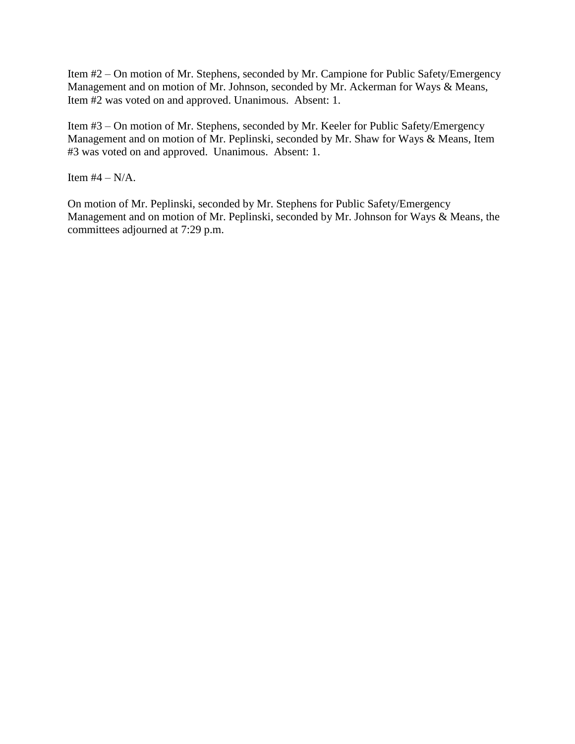Item #2 – On motion of Mr. Stephens, seconded by Mr. Campione for Public Safety/Emergency Management and on motion of Mr. Johnson, seconded by Mr. Ackerman for Ways & Means, Item #2 was voted on and approved. Unanimous. Absent: 1.

Item #3 – On motion of Mr. Stephens, seconded by Mr. Keeler for Public Safety/Emergency Management and on motion of Mr. Peplinski, seconded by Mr. Shaw for Ways & Means, Item #3 was voted on and approved. Unanimous. Absent: 1.

Item #4 – N/A.

On motion of Mr. Peplinski, seconded by Mr. Stephens for Public Safety/Emergency Management and on motion of Mr. Peplinski, seconded by Mr. Johnson for Ways & Means, the committees adjourned at 7:29 p.m.